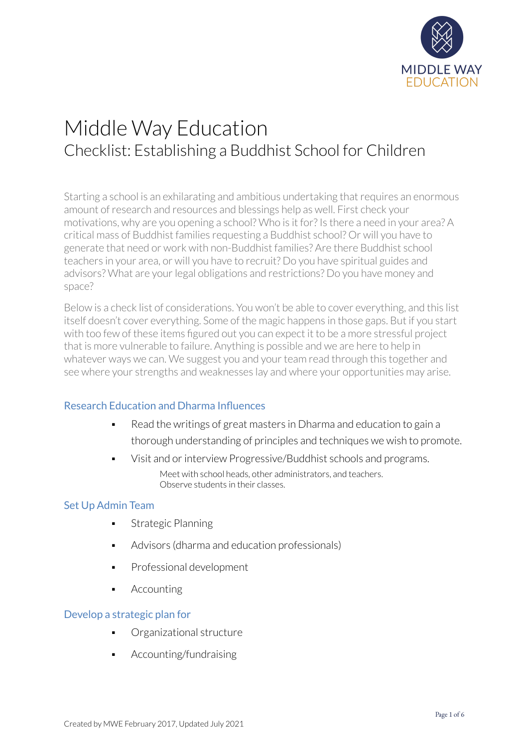# Middle Way Education

## Checklist: Establishing a Buddhist School for Children

Starting a school is an exhilarating and ambitious undertaking that requires an enormous amount of research and resources and blessings help as well. First check your motivations, why are you opening a school? Who is it for? Is there a need in your area? A critical mass of Buddhist families requesting a Buddhist school? Or will you have to generate that need or work with non-Buddhist families? Are there Buddhist school teachers in your area, or will you have to recruit? Do you have spiritual guides and advisors? What are your legal obligations and restrictions? Do you have money and space?

Below is a check list of considerations. You won't be able to cover everything, and this list itself doesn't cover everything. Some of the magic happens in those gaps. But if you start with too few of these items figured out you can expect it to be a more stressful project that is more vulnerable to failure. Anything is possible and we are here to help in whatever ways we can. We suggest you and your team read through this together and see where your strengths and weaknesses lay and where your opportunities may arise.

### Research Education and Dharma Influences

- Read the writings of great masters in Dharma and education to gain a thorough understanding of principles and techniques we wish to promote.
- Visit and or interview Progressive/Buddhist schools and programs.
  - Meet with school heads, other administrators, and teachers.
  - Observe students in their classes.

### Set Up Admin Team

- Strategic Planning
- Advisors (dharma and education professionals)
- Professional development
- Accounting

### Develop a strategic plan for

- Organizational structure
- Accounting/fundraising

Created by MWE February 2017, Updated July 2021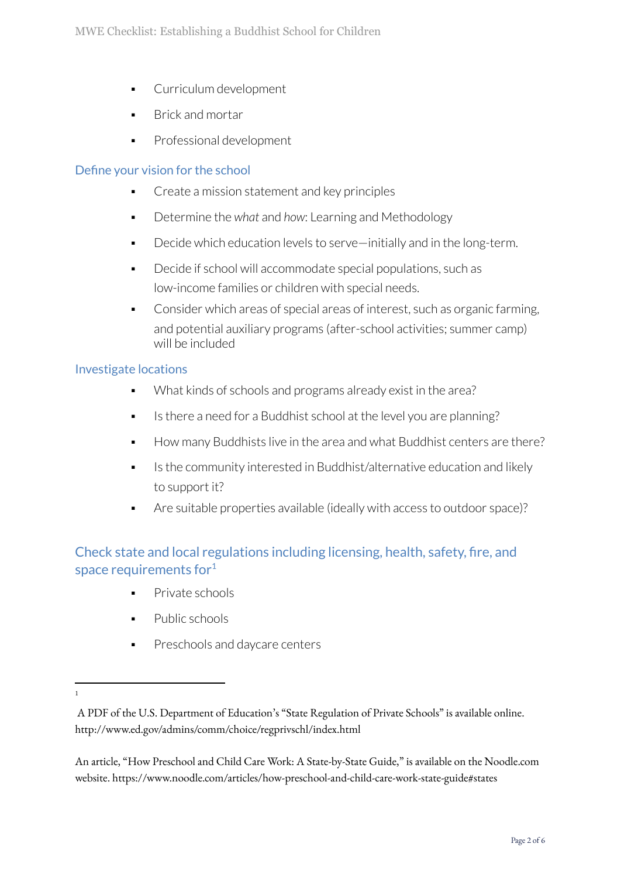- Curriculum development
- Brick and mortar
- Professional development

## Define your vision for the school

- Create a mission statement and key principles
- Determine the *what* and *how*: Learning and Methodology
- Decide which education levels to serve—initially and in the long-term.
- Decide if school will accommodate special populations, such as low-income families or children with special needs.
- Consider which areas of special areas of interest, such as organic farming, and potential auxiliary programs (after-school activities; summer camp) will be included

## Investigate locations

- What kinds of schools and programs already exist in the area?
- Is there a need for a Buddhist school at the level you are planning?
- How many Buddhists live in the area and what Buddhist centers are there?
- Is the community interested in Buddhist/alternative education and likely to support it?
- Are suitable properties available (ideally with access to outdoor space)?

## Check state and local regulations including licensing, health, safety, fire, and space requirements for[1]

- Private schools
- Public schools
- Preschools and daycare centers

---

[1] A PDF of the U.S. Department of Education's "State Regulation of Private Schools" is available online. http://www.ed.gov/admins/comm/choice/regprivschl/index.html

An article, "How Preschool and Child Care Work: A State-by-State Guide," is available on the Noodle.com website. https://www.noodle.com/articles/how-preschool-and-child-care-work-state-guide#states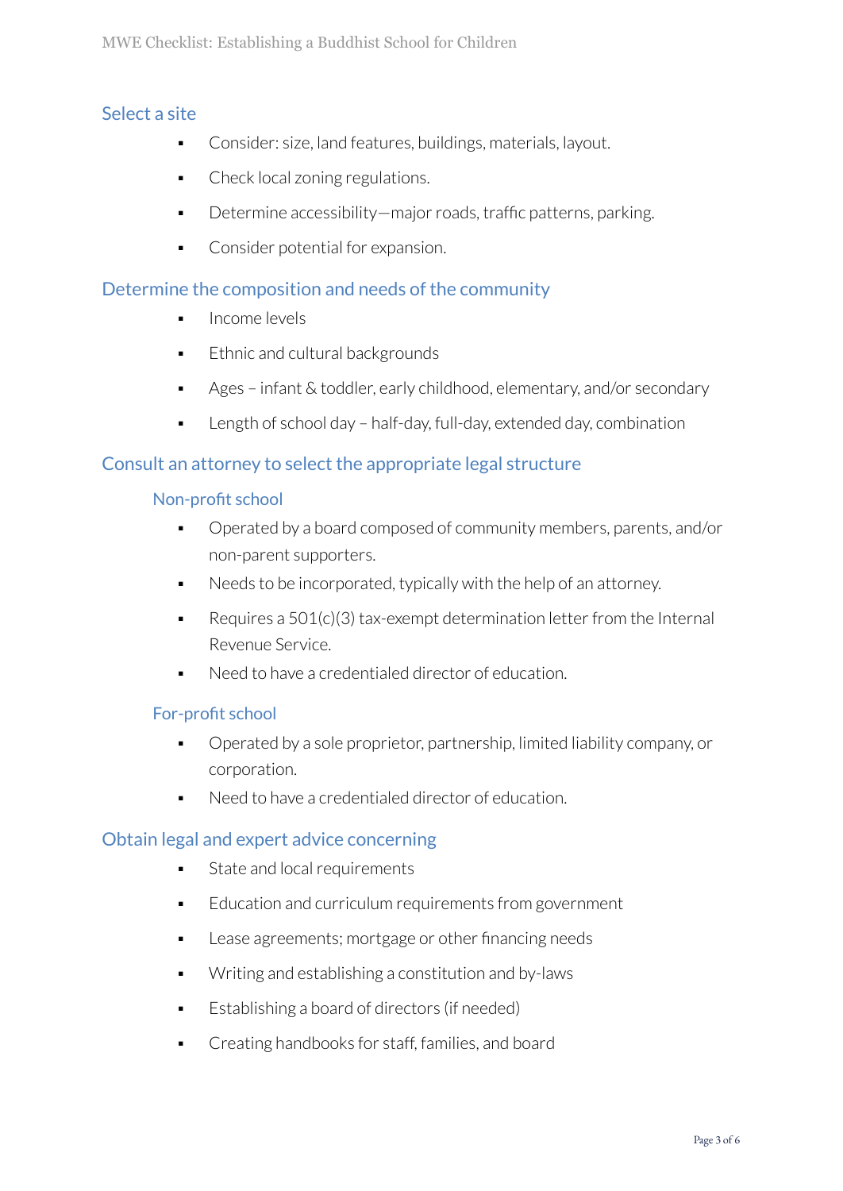## Select a site

- Consider: size, land features, buildings, materials, layout.
- Check local zoning regulations.
- Determine accessibility—major roads, traffic patterns, parking.
- Consider potential for expansion.

## Determine the composition and needs of the community

- Income levels
- Ethnic and cultural backgrounds
- Ages – infant & toddler, early childhood, elementary, and/or secondary
- Length of school day – half-day, full-day, extended day, combination

## Consult an attorney to select the appropriate legal structure

### Non-profit school

- Operated by a board composed of community members, parents, and/or non-parent supporters.
- Needs to be incorporated, typically with the help of an attorney.
- Requires a 501(c)(3) tax-exempt determination letter from the Internal Revenue Service.
- Need to have a credentialed director of education.

### For-profit school

- Operated by a sole proprietor, partnership, limited liability company, or corporation.
- Need to have a credentialed director of education.

## Obtain legal and expert advice concerning

- State and local requirements
- Education and curriculum requirements from government
- Lease agreements; mortgage or other financing needs
- Writing and establishing a constitution and by-laws
- Establishing a board of directors (if needed)
- Creating handbooks for staff, families, and board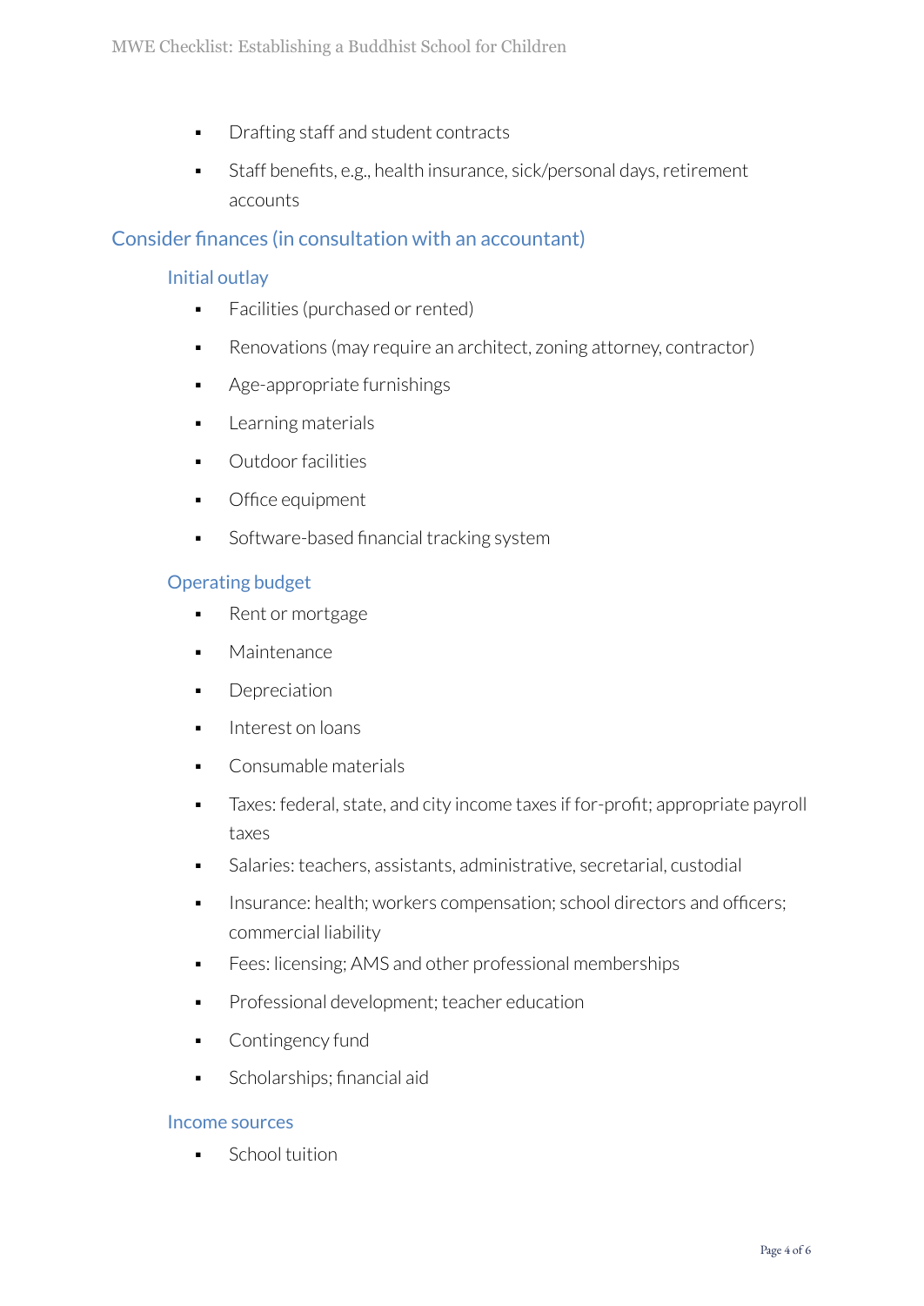- Drafting staff and student contracts
- Staff benefits, e.g., health insurance, sick/personal days, retirement accounts

## Consider finances (in consultation with an accountant)

### Initial outlay

- Facilities (purchased or rented)
- Renovations (may require an architect, zoning attorney, contractor)
- Age-appropriate furnishings
- Learning materials
- Outdoor facilities
- Office equipment
- Software-based financial tracking system

### Operating budget

- Rent or mortgage
- Maintenance
- Depreciation
- Interest on loans
- Consumable materials
- Taxes: federal, state, and city income taxes if for-profit; appropriate payroll taxes
- Salaries: teachers, assistants, administrative, secretarial, custodial
- Insurance: health; workers compensation; school directors and officers; commercial liability
- Fees: licensing; AMS and other professional memberships
- Professional development; teacher education
- Contingency fund
- Scholarships; financial aid

### Income sources

- School tuition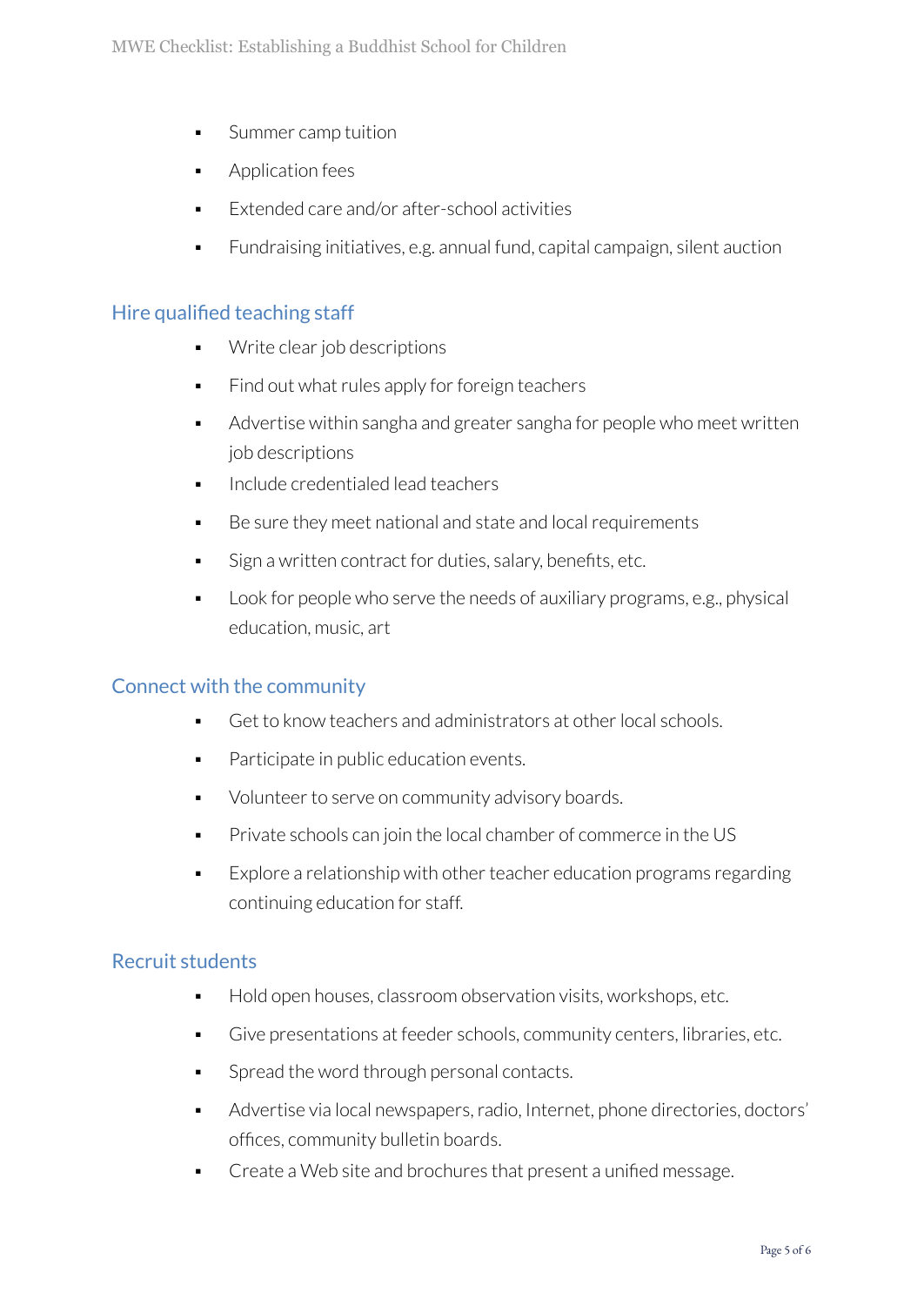- Summer camp tuition
- Application fees
- Extended care and/or after-school activities
- Fundraising initiatives, e.g. annual fund, capital campaign, silent auction

## Hire qualified teaching staff

- Write clear job descriptions
- Find out what rules apply for foreign teachers
- Advertise within sangha and greater sangha for people who meet written job descriptions
- Include credentialed lead teachers
- Be sure they meet national and state and local requirements
- Sign a written contract for duties, salary, benefits, etc.
- Look for people who serve the needs of auxiliary programs, e.g., physical education, music, art

## Connect with the community

- Get to know teachers and administrators at other local schools.
- Participate in public education events.
- Volunteer to serve on community advisory boards.
- Private schools can join the local chamber of commerce in the US
- Explore a relationship with other teacher education programs regarding continuing education for staff.

## Recruit students

- Hold open houses, classroom observation visits, workshops, etc.
- Give presentations at feeder schools, community centers, libraries, etc.
- Spread the word through personal contacts.
- Advertise via local newspapers, radio, Internet, phone directories, doctors' offices, community bulletin boards.
- Create a Web site and brochures that present a unified message.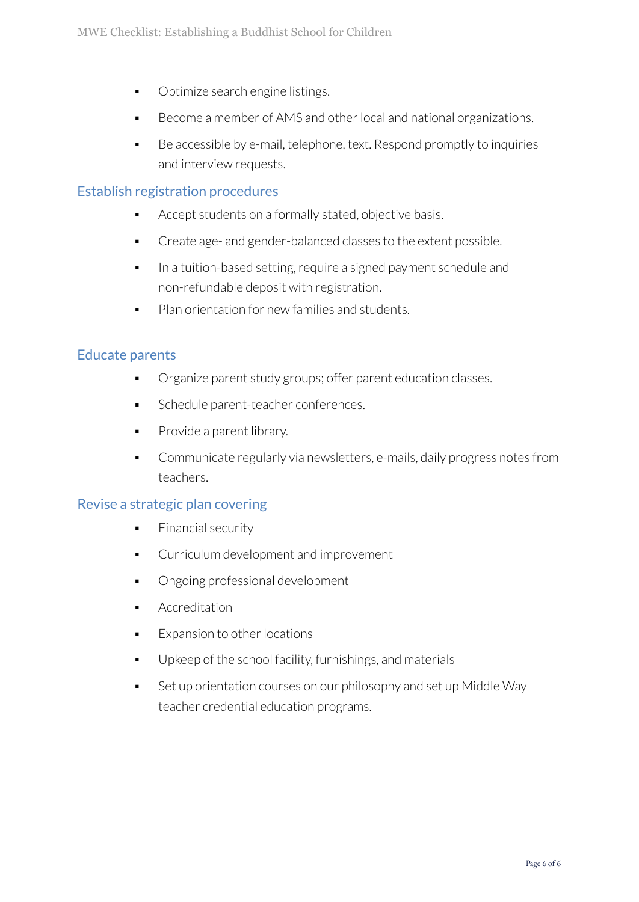- Optimize search engine listings.
- Become a member of AMS and other local and national organizations.
- Be accessible by e-mail, telephone, text. Respond promptly to inquiries and interview requests.

## Establish registration procedures

- Accept students on a formally stated, objective basis.
- Create age- and gender-balanced classes to the extent possible.
- In a tuition-based setting, require a signed payment schedule and non-refundable deposit with registration.
- Plan orientation for new families and students.

## Educate parents

- Organize parent study groups; offer parent education classes.
- Schedule parent-teacher conferences.
- Provide a parent library.
- Communicate regularly via newsletters, e-mails, daily progress notes from teachers.

## Revise a strategic plan covering

- Financial security
- Curriculum development and improvement
- Ongoing professional development
- Accreditation
- Expansion to other locations
- Upkeep of the school facility, furnishings, and materials
- Set up orientation courses on our philosophy and set up Middle Way teacher credential education programs.